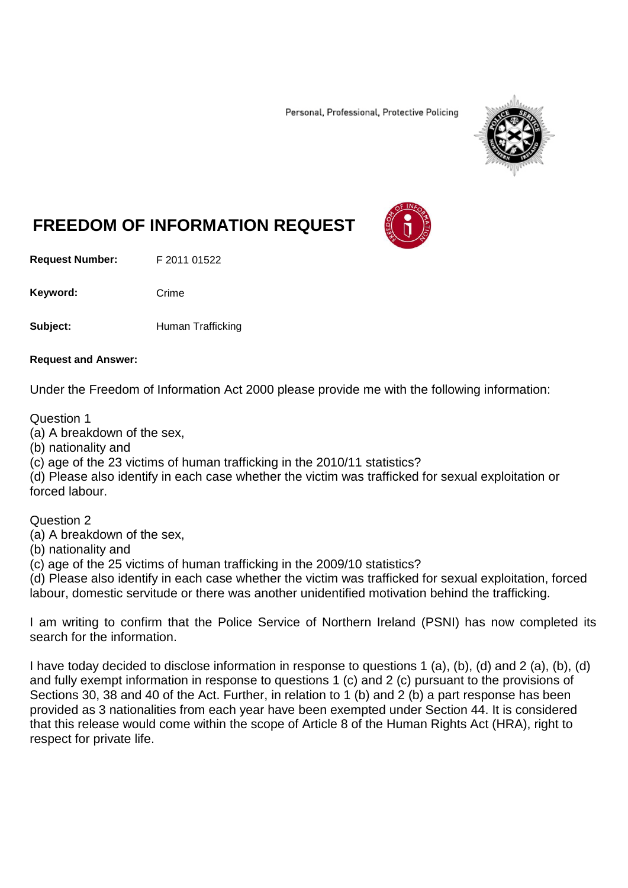Personal, Professional, Protective Policing

# FREEDOM OF INFORMATION REQUEST

**Request Number:** F 2011 01522

**Keyword:** Crime

**Subject:** Human Trafficking

**Request and Answer:**

Under the Freedom of Information Act 2000 please provide me with the following information:

Question 1
(a) A breakdown of the sex,
(b) nationality and
(c) age of the 23 victims of human trafficking in the 2010/11 statistics?
(d) Please also identify in each case whether the victim was trafficked for sexual exploitation or forced labour.

Question 2
(a) A breakdown of the sex,
(b) nationality and
(c) age of the 25 victims of human trafficking in the 2009/10 statistics?
(d) Please also identify in each case whether the victim was trafficked for sexual exploitation, forced labour, domestic servitude or there was another unidentified motivation behind the trafficking.

I am writing to confirm that the Police Service of Northern Ireland (PSNI) has now completed its search for the information.

I have today decided to disclose information in response to questions 1 (a), (b), (d) and 2 (a), (b), (d) and fully exempt information in response to questions 1 (c) and 2 (c) pursuant to the provisions of Sections 30, 38 and 40 of the Act. Further, in relation to 1 (b) and 2 (b) a part response has been provided as 3 nationalities from each year have been exempted under Section 44. It is considered that this release would come within the scope of Article 8 of the Human Rights Act (HRA), right to respect for private life.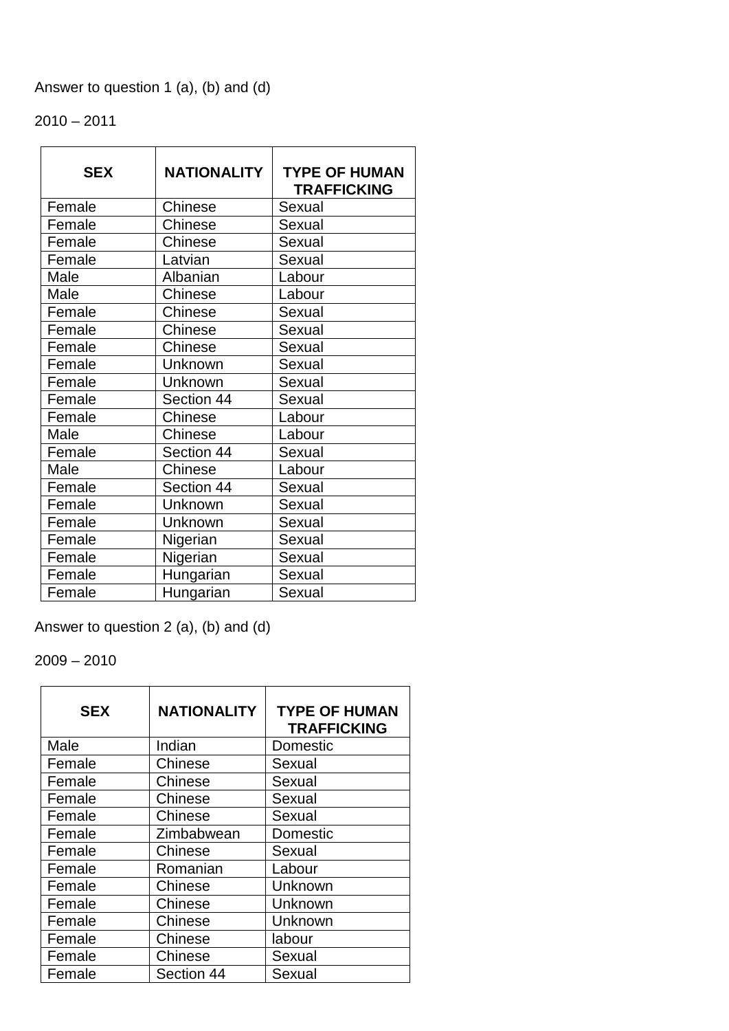Answer to question 1 (a), (b) and (d)

2010 – 2011

| SEX | NATIONALITY | TYPE OF HUMAN TRAFFICKING |
|---|---|---|
| Female | Chinese | Sexual |
| Female | Chinese | Sexual |
| Female | Chinese | Sexual |
| Female | Latvian | Sexual |
| Male | Albanian | Labour |
| Male | Chinese | Labour |
| Female | Chinese | Sexual |
| Female | Chinese | Sexual |
| Female | Chinese | Sexual |
| Female | Unknown | Sexual |
| Female | Unknown | Sexual |
| Female | Section 44 | Sexual |
| Female | Chinese | Labour |
| Male | Chinese | Labour |
| Female | Section 44 | Sexual |
| Male | Chinese | Labour |
| Female | Section 44 | Sexual |
| Female | Unknown | Sexual |
| Female | Unknown | Sexual |
| Female | Nigerian | Sexual |
| Female | Nigerian | Sexual |
| Female | Hungarian | Sexual |
| Female | Hungarian | Sexual |

Answer to question 2 (a), (b) and (d)

2009 – 2010

| SEX | NATIONALITY | TYPE OF HUMAN TRAFFICKING |
|---|---|---|
| Male | Indian | Domestic |
| Female | Chinese | Sexual |
| Female | Chinese | Sexual |
| Female | Chinese | Sexual |
| Female | Chinese | Sexual |
| Female | Zimbabwean | Domestic |
| Female | Chinese | Sexual |
| Female | Romanian | Labour |
| Female | Chinese | Unknown |
| Female | Chinese | Unknown |
| Female | Chinese | Unknown |
| Female | Chinese | labour |
| Female | Chinese | Sexual |
| Female | Section 44 | Sexual |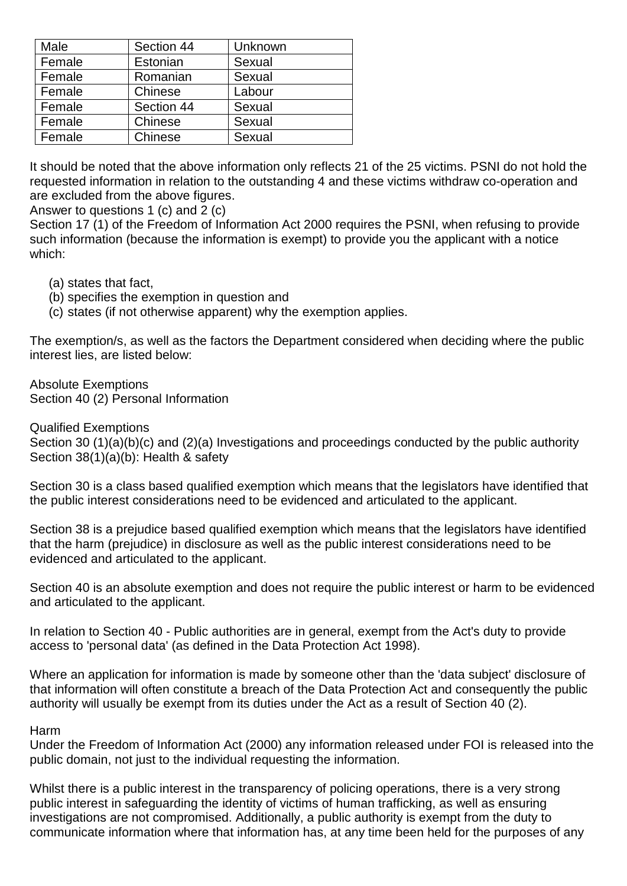| Male | Section 44 | Unknown |
|---|---|---|
| Female | Estonian | Sexual |
| Female | Romanian | Sexual |
| Female | Chinese | Labour |
| Female | Section 44 | Sexual |
| Female | Chinese | Sexual |
| Female | Chinese | Sexual |

It should be noted that the above information only reflects 21 of the 25 victims. PSNI do not hold the requested information in relation to the outstanding 4 and these victims withdraw co-operation and are excluded from the above figures.

Answer to questions 1 (c) and 2 (c)

Section 17 (1) of the Freedom of Information Act 2000 requires the PSNI, when refusing to provide such information (because the information is exempt) to provide you the applicant with a notice which:

(a) states that fact,
(b) specifies the exemption in question and
(c) states (if not otherwise apparent) why the exemption applies.

The exemption/s, as well as the factors the Department considered when deciding where the public interest lies, are listed below:

Absolute Exemptions
Section 40 (2) Personal Information

Qualified Exemptions
Section 30 (1)(a)(b)(c) and (2)(a) Investigations and proceedings conducted by the public authority
Section 38(1)(a)(b): Health & safety

Section 30 is a class based qualified exemption which means that the legislators have identified that the public interest considerations need to be evidenced and articulated to the applicant.

Section 38 is a prejudice based qualified exemption which means that the legislators have identified that the harm (prejudice) in disclosure as well as the public interest considerations need to be evidenced and articulated to the applicant.

Section 40 is an absolute exemption and does not require the public interest or harm to be evidenced and articulated to the applicant.

In relation to Section 40 - Public authorities are in general, exempt from the Act's duty to provide access to 'personal data' (as defined in the Data Protection Act 1998).

Where an application for information is made by someone other than the 'data subject' disclosure of that information will often constitute a breach of the Data Protection Act and consequently the public authority will usually be exempt from its duties under the Act as a result of Section 40 (2).

Harm

Under the Freedom of Information Act (2000) any information released under FOI is released into the public domain, not just to the individual requesting the information.

Whilst there is a public interest in the transparency of policing operations, there is a very strong public interest in safeguarding the identity of victims of human trafficking, as well as ensuring investigations are not compromised. Additionally, a public authority is exempt from the duty to communicate information where that information has, at any time been held for the purposes of any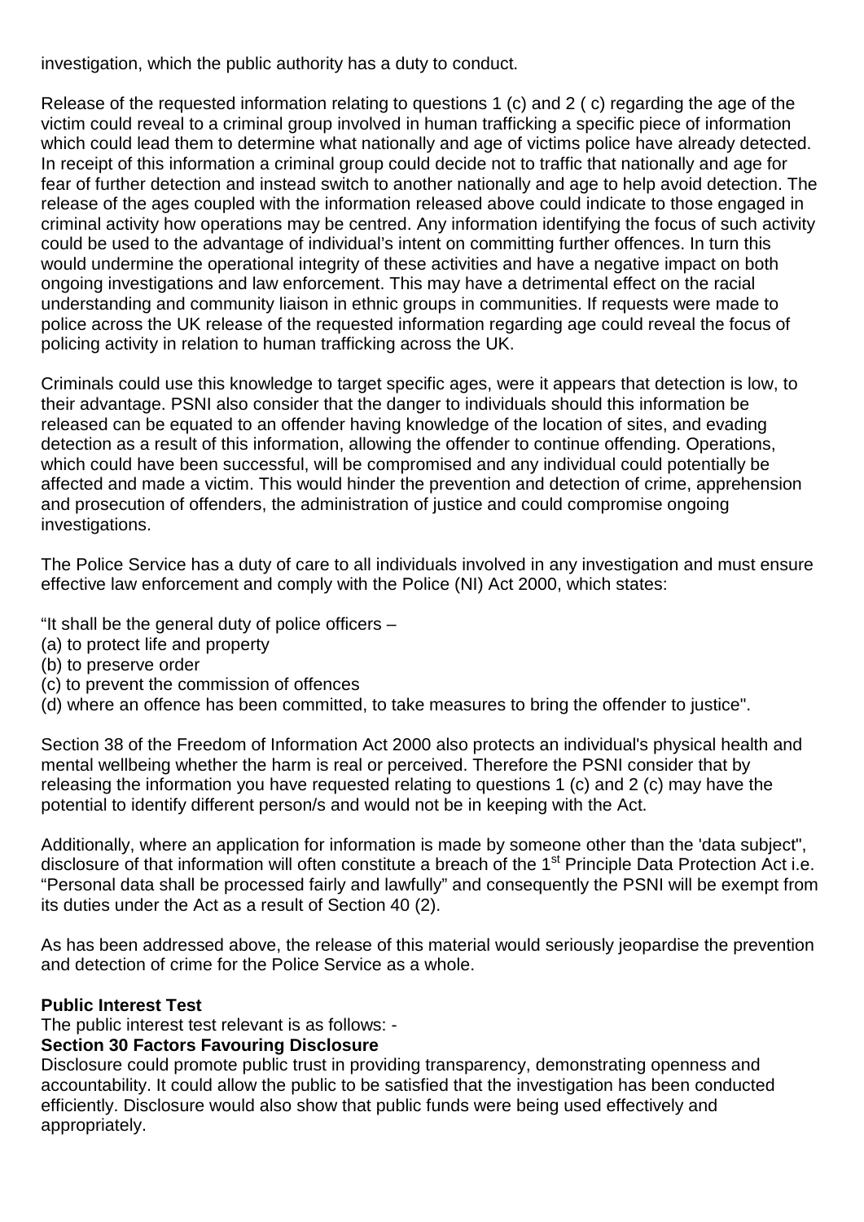investigation, which the public authority has a duty to conduct.

Release of the requested information relating to questions 1 (c) and 2 ( c) regarding the age of the victim could reveal to a criminal group involved in human trafficking a specific piece of information which could lead them to determine what nationally and age of victims police have already detected. In receipt of this information a criminal group could decide not to traffic that nationally and age for fear of further detection and instead switch to another nationally and age to help avoid detection. The release of the ages coupled with the information released above could indicate to those engaged in criminal activity how operations may be centred. Any information identifying the focus of such activity could be used to the advantage of individual's intent on committing further offences. In turn this would undermine the operational integrity of these activities and have a negative impact on both ongoing investigations and law enforcement. This may have a detrimental effect on the racial understanding and community liaison in ethnic groups in communities. If requests were made to police across the UK release of the requested information regarding age could reveal the focus of policing activity in relation to human trafficking across the UK.

Criminals could use this knowledge to target specific ages, were it appears that detection is low, to their advantage. PSNI also consider that the danger to individuals should this information be released can be equated to an offender having knowledge of the location of sites, and evading detection as a result of this information, allowing the offender to continue offending. Operations, which could have been successful, will be compromised and any individual could potentially be affected and made a victim. This would hinder the prevention and detection of crime, apprehension and prosecution of offenders, the administration of justice and could compromise ongoing investigations.

The Police Service has a duty of care to all individuals involved in any investigation and must ensure effective law enforcement and comply with the Police (NI) Act 2000, which states:

"It shall be the general duty of police officers –
(a) to protect life and property
(b) to preserve order
(c) to prevent the commission of offences
(d) where an offence has been committed, to take measures to bring the offender to justice".

Section 38 of the Freedom of Information Act 2000 also protects an individual's physical health and mental wellbeing whether the harm is real or perceived. Therefore the PSNI consider that by releasing the information you have requested relating to questions 1 (c) and 2 (c) may have the potential to identify different person/s and would not be in keeping with the Act.

Additionally, where an application for information is made by someone other than the 'data subject", disclosure of that information will often constitute a breach of the 1st Principle Data Protection Act i.e. "Personal data shall be processed fairly and lawfully" and consequently the PSNI will be exempt from its duties under the Act as a result of Section 40 (2).

As has been addressed above, the release of this material would seriously jeopardise the prevention and detection of crime for the Police Service as a whole.

**Public Interest Test**

The public interest test relevant is as follows: -

**Section 30 Factors Favouring Disclosure**

Disclosure could promote public trust in providing transparency, demonstrating openness and accountability. It could allow the public to be satisfied that the investigation has been conducted efficiently. Disclosure would also show that public funds were being used effectively and appropriately.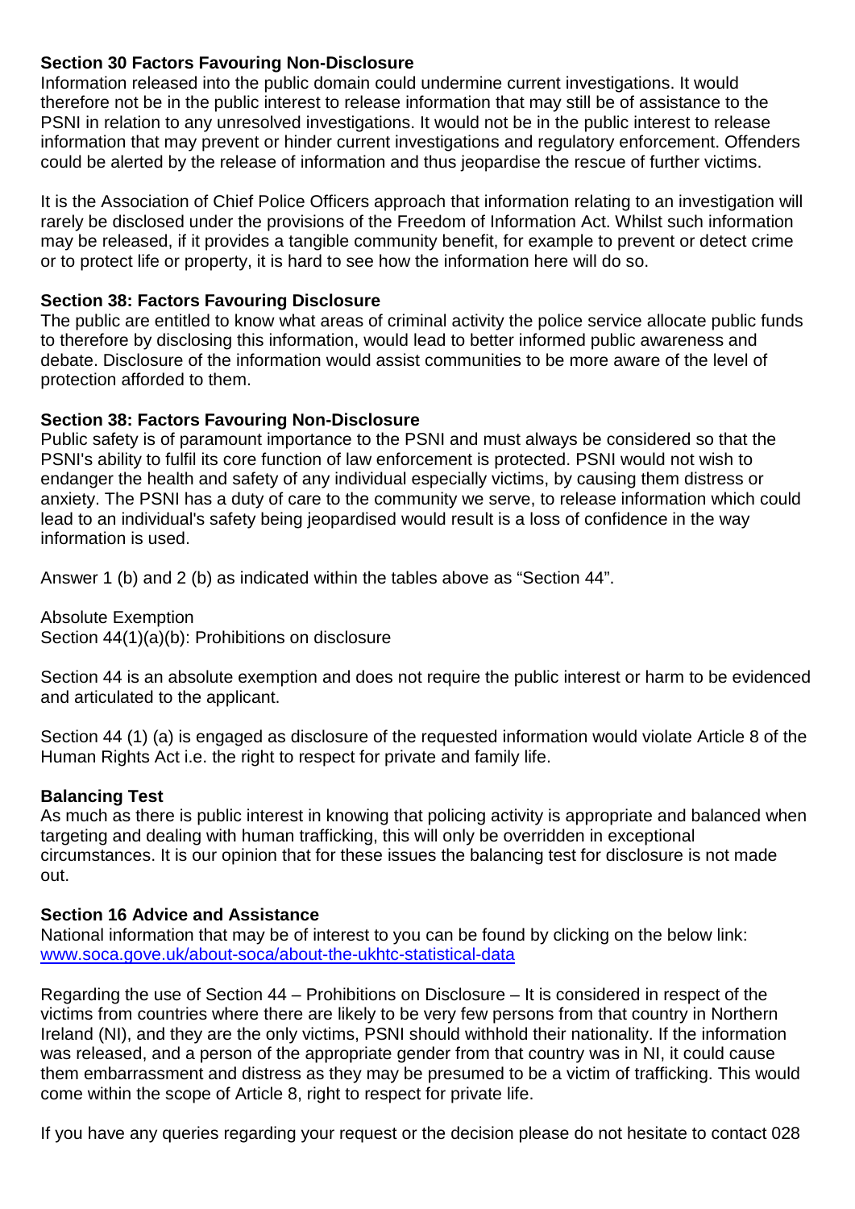**Section 30 Factors Favouring Non-Disclosure**
Information released into the public domain could undermine current investigations. It would therefore not be in the public interest to release information that may still be of assistance to the PSNI in relation to any unresolved investigations. It would not be in the public interest to release information that may prevent or hinder current investigations and regulatory enforcement. Offenders could be alerted by the release of information and thus jeopardise the rescue of further victims.

It is the Association of Chief Police Officers approach that information relating to an investigation will rarely be disclosed under the provisions of the Freedom of Information Act. Whilst such information may be released, if it provides a tangible community benefit, for example to prevent or detect crime or to protect life or property, it is hard to see how the information here will do so.

**Section 38: Factors Favouring Disclosure**
The public are entitled to know what areas of criminal activity the police service allocate public funds to therefore by disclosing this information, would lead to better informed public awareness and debate. Disclosure of the information would assist communities to be more aware of the level of protection afforded to them.

**Section 38: Factors Favouring Non-Disclosure**
Public safety is of paramount importance to the PSNI and must always be considered so that the PSNI's ability to fulfil its core function of law enforcement is protected. PSNI would not wish to endanger the health and safety of any individual especially victims, by causing them distress or anxiety. The PSNI has a duty of care to the community we serve, to release information which could lead to an individual's safety being jeopardised would result is a loss of confidence in the way information is used.

Answer 1 (b) and 2 (b) as indicated within the tables above as "Section 44".

Absolute Exemption
Section 44(1)(a)(b): Prohibitions on disclosure

Section 44 is an absolute exemption and does not require the public interest or harm to be evidenced and articulated to the applicant.

Section 44 (1) (a) is engaged as disclosure of the requested information would violate Article 8 of the Human Rights Act i.e. the right to respect for private and family life.

**Balancing Test**
As much as there is public interest in knowing that policing activity is appropriate and balanced when targeting and dealing with human trafficking, this will only be overridden in exceptional circumstances. It is our opinion that for these issues the balancing test for disclosure is not made out.

**Section 16 Advice and Assistance**
National information that may be of interest to you can be found by clicking on the below link:
www.soca.gove.uk/about-soca/about-the-ukhtc-statistical-data

Regarding the use of Section 44 – Prohibitions on Disclosure – It is considered in respect of the victims from countries where there are likely to be very few persons from that country in Northern Ireland (NI), and they are the only victims, PSNI should withhold their nationality. If the information was released, and a person of the appropriate gender from that country was in NI, it could cause them embarrassment and distress as they may be presumed to be a victim of trafficking. This would come within the scope of Article 8, right to respect for private life.

If you have any queries regarding your request or the decision please do not hesitate to contact 028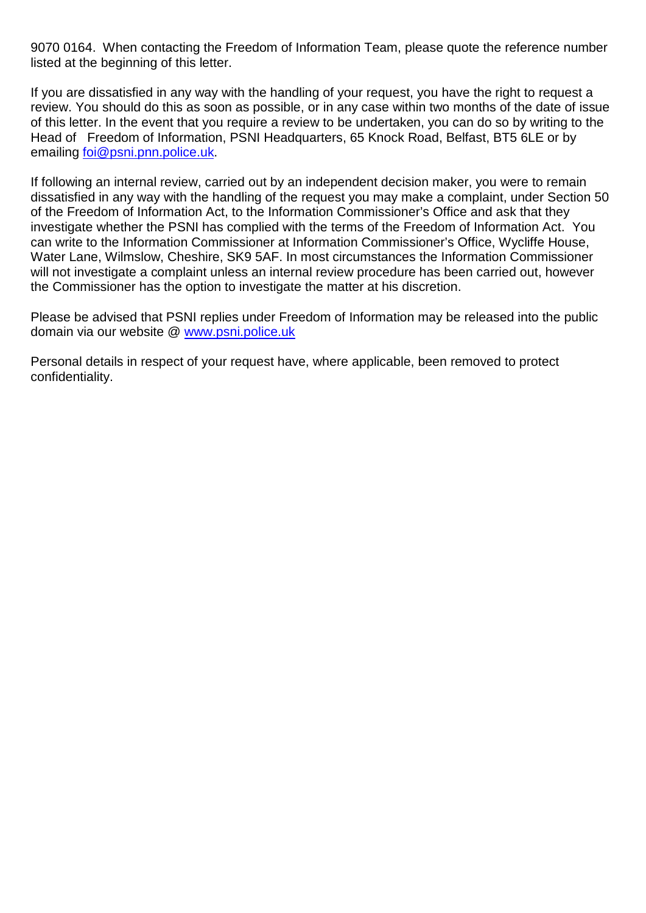9070 0164. When contacting the Freedom of Information Team, please quote the reference number listed at the beginning of this letter.

If you are dissatisfied in any way with the handling of your request, you have the right to request a review. You should do this as soon as possible, or in any case within two months of the date of issue of this letter. In the event that you require a review to be undertaken, you can do so by writing to the Head of Freedom of Information, PSNI Headquarters, 65 Knock Road, Belfast, BT5 6LE or by emailing foi@psni.pnn.police.uk.

If following an internal review, carried out by an independent decision maker, you were to remain dissatisfied in any way with the handling of the request you may make a complaint, under Section 50 of the Freedom of Information Act, to the Information Commissioner's Office and ask that they investigate whether the PSNI has complied with the terms of the Freedom of Information Act. You can write to the Information Commissioner at Information Commissioner's Office, Wycliffe House, Water Lane, Wilmslow, Cheshire, SK9 5AF. In most circumstances the Information Commissioner will not investigate a complaint unless an internal review procedure has been carried out, however the Commissioner has the option to investigate the matter at his discretion.

Please be advised that PSNI replies under Freedom of Information may be released into the public domain via our website @ www.psni.police.uk

Personal details in respect of your request have, where applicable, been removed to protect confidentiality.